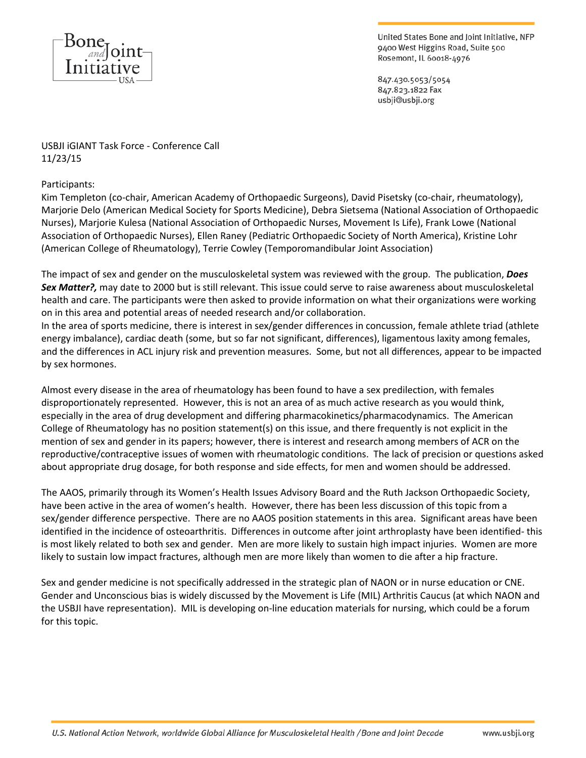United States Bone and Joint Initiative, NFP
9400 West Higgins Road, Suite 500
Rosemont, IL 60018-4976

847.430.5053/5054
847.823.1822 Fax
usbji@usbji.org

USBJI iGIANT Task Force - Conference Call
11/23/15

Participants:
Kim Templeton (co-chair, American Academy of Orthopaedic Surgeons), David Pisetsky (co-chair, rheumatology), Marjorie Delo (American Medical Society for Sports Medicine), Debra Sietsema (National Association of Orthopaedic Nurses), Marjorie Kulesa (National Association of Orthopaedic Nurses, Movement Is Life), Frank Lowe (National Association of Orthopaedic Nurses), Ellen Raney (Pediatric Orthopaedic Society of North America), Kristine Lohr (American College of Rheumatology), Terrie Cowley (Temporomandibular Joint Association)

The impact of sex and gender on the musculoskeletal system was reviewed with the group. The publication, ***Does Sex Matter?,*** may date to 2000 but is still relevant. This issue could serve to raise awareness about musculoskeletal health and care. The participants were then asked to provide information on what their organizations were working on in this area and potential areas of needed research and/or collaboration.
In the area of sports medicine, there is interest in sex/gender differences in concussion, female athlete triad (athlete energy imbalance), cardiac death (some, but so far not significant, differences), ligamentous laxity among females, and the differences in ACL injury risk and prevention measures. Some, but not all differences, appear to be impacted by sex hormones.

Almost every disease in the area of rheumatology has been found to have a sex predilection, with females disproportionately represented. However, this is not an area of as much active research as you would think, especially in the area of drug development and differing pharmacokinetics/pharmacodynamics. The American College of Rheumatology has no position statement(s) on this issue, and there frequently is not explicit in the mention of sex and gender in its papers; however, there is interest and research among members of ACR on the reproductive/contraceptive issues of women with rheumatologic conditions. The lack of precision or questions asked about appropriate drug dosage, for both response and side effects, for men and women should be addressed.

The AAOS, primarily through its Women's Health Issues Advisory Board and the Ruth Jackson Orthopaedic Society, have been active in the area of women's health. However, there has been less discussion of this topic from a sex/gender difference perspective. There are no AAOS position statements in this area. Significant areas have been identified in the incidence of osteoarthritis. Differences in outcome after joint arthroplasty have been identified- this is most likely related to both sex and gender. Men are more likely to sustain high impact injuries. Women are more likely to sustain low impact fractures, although men are more likely than women to die after a hip fracture.

Sex and gender medicine is not specifically addressed in the strategic plan of NAON or in nurse education or CNE. Gender and Unconscious bias is widely discussed by the Movement is Life (MIL) Arthritis Caucus (at which NAON and the USBJI have representation). MIL is developing on-line education materials for nursing, which could be a forum for this topic.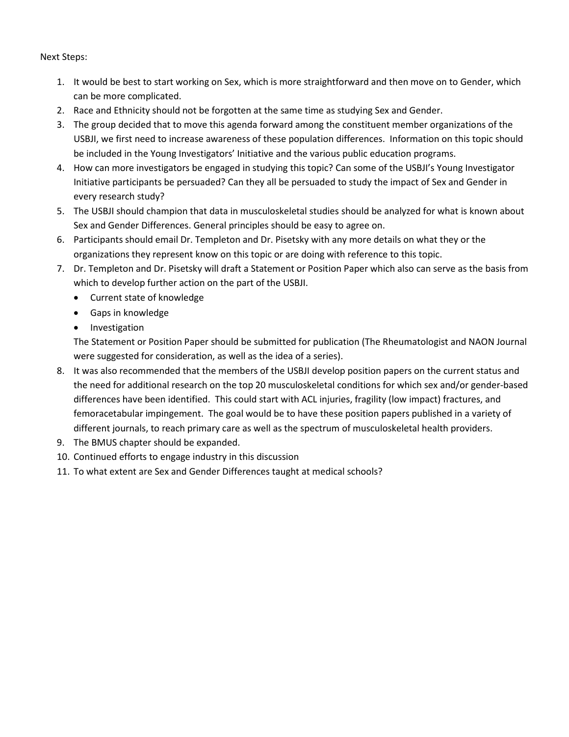Next Steps:

1. It would be best to start working on Sex, which is more straightforward and then move on to Gender, which can be more complicated.
2. Race and Ethnicity should not be forgotten at the same time as studying Sex and Gender.
3. The group decided that to move this agenda forward among the constituent member organizations of the USBJI, we first need to increase awareness of these population differences. Information on this topic should be included in the Young Investigators' Initiative and the various public education programs.
4. How can more investigators be engaged in studying this topic? Can some of the USBJI's Young Investigator Initiative participants be persuaded? Can they all be persuaded to study the impact of Sex and Gender in every research study?
5. The USBJI should champion that data in musculoskeletal studies should be analyzed for what is known about Sex and Gender Differences. General principles should be easy to agree on.
6. Participants should email Dr. Templeton and Dr. Pisetsky with any more details on what they or the organizations they represent know on this topic or are doing with reference to this topic.
7. Dr. Templeton and Dr. Pisetsky will draft a Statement or Position Paper which also can serve as the basis from which to develop further action on the part of the USBJI.
   - Current state of knowledge
   - Gaps in knowledge
   - Investigation

   The Statement or Position Paper should be submitted for publication (The Rheumatologist and NAON Journal were suggested for consideration, as well as the idea of a series).
8. It was also recommended that the members of the USBJI develop position papers on the current status and the need for additional research on the top 20 musculoskeletal conditions for which sex and/or gender-based differences have been identified. This could start with ACL injuries, fragility (low impact) fractures, and femoracetabular impingement. The goal would be to have these position papers published in a variety of different journals, to reach primary care as well as the spectrum of musculoskeletal health providers.
9. The BMUS chapter should be expanded.
10. Continued efforts to engage industry in this discussion
11. To what extent are Sex and Gender Differences taught at medical schools?